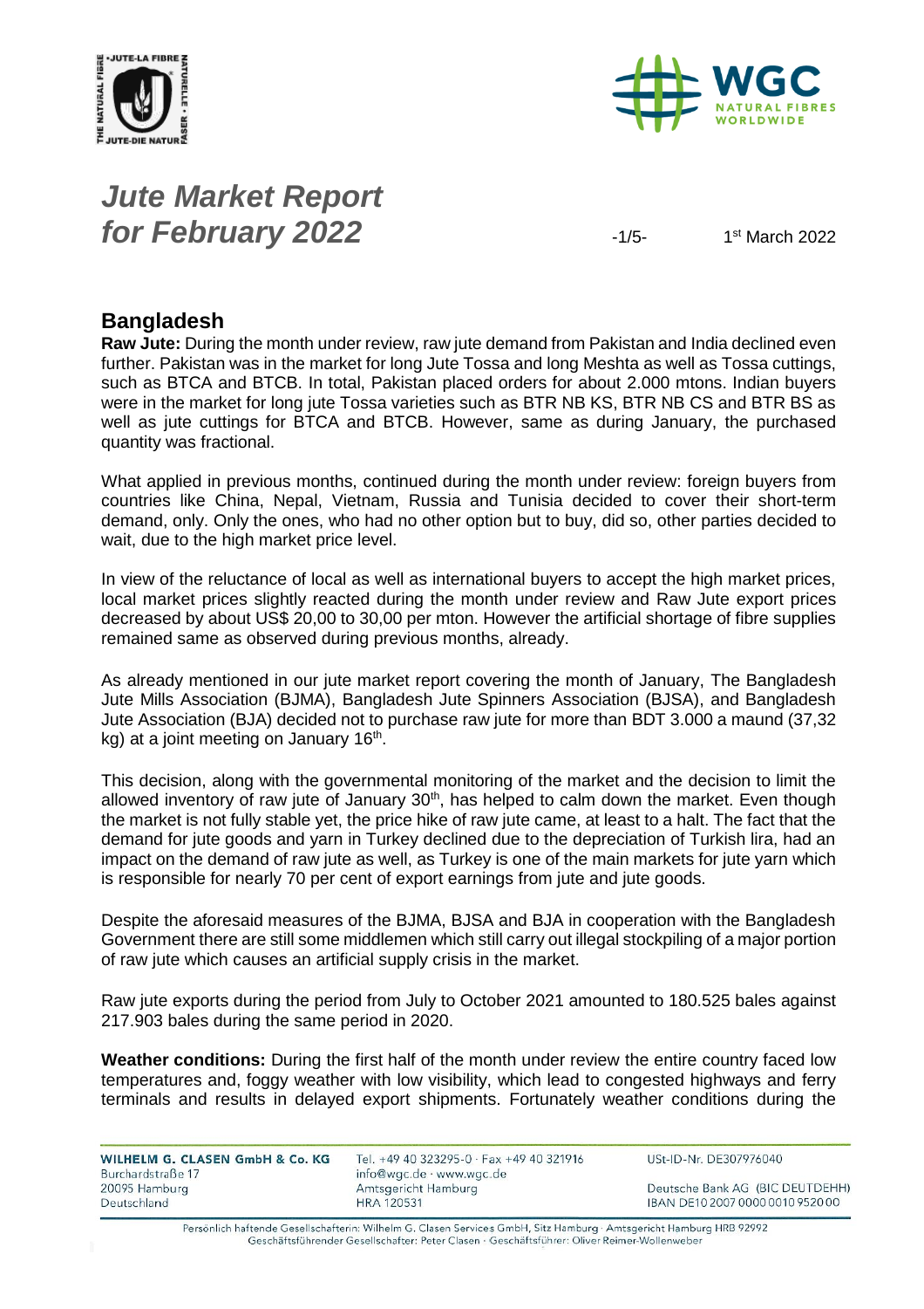# *Jute Market Report for February 2022*

1st March 2022

## Bangladesh

**Raw Jute:** During the month under review, raw jute demand from Pakistan and India declined even further. Pakistan was in the market for long Jute Tossa and long Meshta as well as Tossa cuttings, such as BTCA and BTCB. In total, Pakistan placed orders for about 2.000 mtons. Indian buyers were in the market for long jute Tossa varieties such as BTR NB KS, BTR NB CS and BTR BS as well as jute cuttings for BTCA and BTCB. However, same as during January, the purchased quantity was fractional.

What applied in previous months, continued during the month under review: foreign buyers from countries like China, Nepal, Vietnam, Russia and Tunisia decided to cover their short-term demand, only. Only the ones, who had no other option but to buy, did so, other parties decided to wait, due to the high market price level.

In view of the reluctance of local as well as international buyers to accept the high market prices, local market prices slightly reacted during the month under review and Raw Jute export prices decreased by about US$ 20,00 to 30,00 per mton. However the artificial shortage of fibre supplies remained same as observed during previous months, already.

As already mentioned in our jute market report covering the month of January, The Bangladesh Jute Mills Association (BJMA), Bangladesh Jute Spinners Association (BJSA), and Bangladesh Jute Association (BJA) decided not to purchase raw jute for more than BDT 3.000 a maund (37,32 kg) at a joint meeting on January 16th.

This decision, along with the governmental monitoring of the market and the decision to limit the allowed inventory of raw jute of January 30th, has helped to calm down the market. Even though the market is not fully stable yet, the price hike of raw jute came, at least to a halt. The fact that the demand for jute goods and yarn in Turkey declined due to the depreciation of Turkish lira, had an impact on the demand of raw jute as well, as Turkey is one of the main markets for jute yarn which is responsible for nearly 70 per cent of export earnings from jute and jute goods.

Despite the aforesaid measures of the BJMA, BJSA and BJA in cooperation with the Bangladesh Government there are still some middlemen which still carry out illegal stockpiling of a major portion of raw jute which causes an artificial supply crisis in the market.

Raw jute exports during the period from July to October 2021 amounted to 180.525 bales against 217.903 bales during the same period in 2020.

**Weather conditions:** During the first half of the month under review the entire country faced low temperatures and, foggy weather with low visibility, which lead to congested highways and ferry terminals and results in delayed export shipments. Fortunately weather conditions during the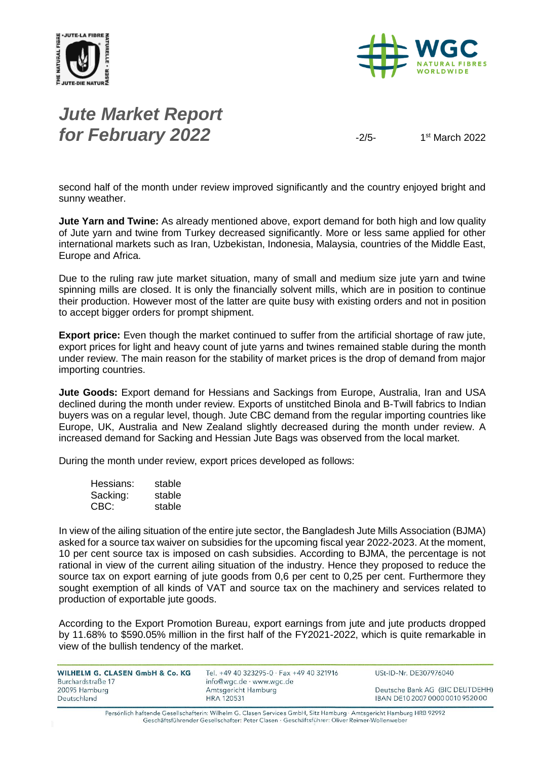second half of the month under review improved significantly and the country enjoyed bright and sunny weather.

**Jute Yarn and Twine:** As already mentioned above, export demand for both high and low quality of Jute yarn and twine from Turkey decreased significantly. More or less same applied for other international markets such as Iran, Uzbekistan, Indonesia, Malaysia, countries of the Middle East, Europe and Africa.

Due to the ruling raw jute market situation, many of small and medium size jute yarn and twine spinning mills are closed. It is only the financially solvent mills, which are in position to continue their production. However most of the latter are quite busy with existing orders and not in position to accept bigger orders for prompt shipment.

**Export price:** Even though the market continued to suffer from the artificial shortage of raw jute, export prices for light and heavy count of jute yarns and twines remained stable during the month under review. The main reason for the stability of market prices is the drop of demand from major importing countries.

**Jute Goods:** Export demand for Hessians and Sackings from Europe, Australia, Iran and USA declined during the month under review. Exports of unstitched Binola and B-Twill fabrics to Indian buyers was on a regular level, though. Jute CBC demand from the regular importing countries like Europe, UK, Australia and New Zealand slightly decreased during the month under review. A increased demand for Sacking and Hessian Jute Bags was observed from the local market.

During the month under review, export prices developed as follows:

| | |
|---|---|
| Hessians: | stable |
| Sacking: | stable |
| CBC: | stable |

In view of the ailing situation of the entire jute sector, the Bangladesh Jute Mills Association (BJMA) asked for a source tax waiver on subsidies for the upcoming fiscal year 2022-2023. At the moment, 10 per cent source tax is imposed on cash subsidies. According to BJMA, the percentage is not rational in view of the current ailing situation of the industry. Hence they proposed to reduce the source tax on export earning of jute goods from 0,6 per cent to 0,25 per cent. Furthermore they sought exemption of all kinds of VAT and source tax on the machinery and services related to production of exportable jute goods.

According to the Export Promotion Bureau, export earnings from jute and jute products dropped by 11.68% to $590.05% million in the first half of the FY2021-2022, which is quite remarkable in view of the bullish tendency of the market.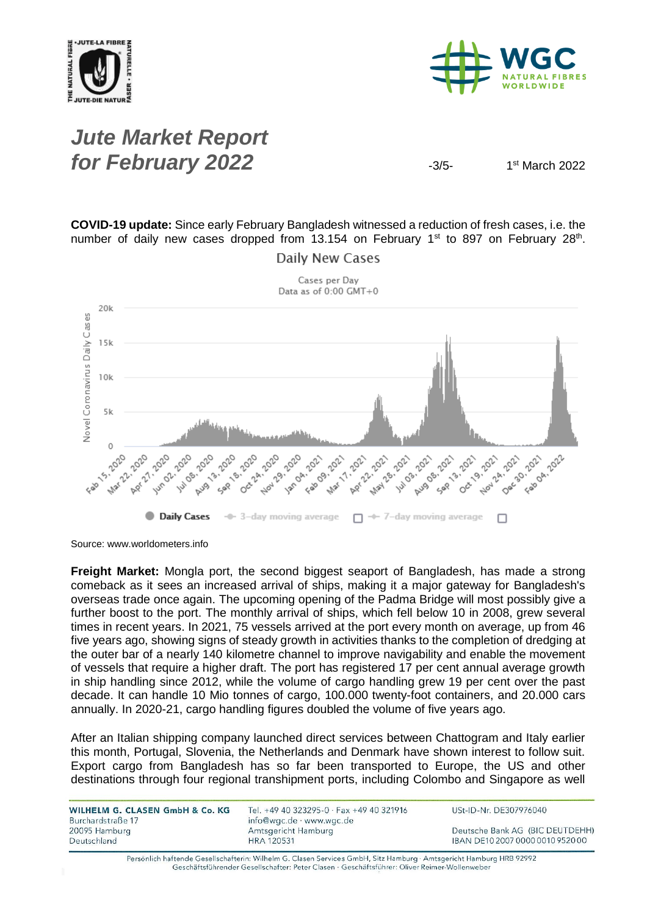**COVID-19 update:** Since early February Bangladesh witnessed a reduction of fresh cases, i.e. the number of daily new cases dropped from 13.154 on February 1st to 897 on February 28th.

Source: www.worldometers.info

**Freight Market:** Mongla port, the second biggest seaport of Bangladesh, has made a strong comeback as it sees an increased arrival of ships, making it a major gateway for Bangladesh's overseas trade once again. The upcoming opening of the Padma Bridge will most possibly give a further boost to the port. The monthly arrival of ships, which fell below 10 in 2008, grew several times in recent years. In 2021, 75 vessels arrived at the port every month on average, up from 46 five years ago, showing signs of steady growth in activities thanks to the completion of dredging at the outer bar of a nearly 140 kilometre channel to improve navigability and enable the movement of vessels that require a higher draft. The port has registered 17 per cent annual average growth in ship handling since 2012, while the volume of cargo handling grew 19 per cent over the past decade. It can handle 10 Mio tonnes of cargo, 100.000 twenty-foot containers, and 20.000 cars annually. In 2020-21, cargo handling figures doubled the volume of five years ago.

After an Italian shipping company launched direct services between Chattogram and Italy earlier this month, Portugal, Slovenia, the Netherlands and Denmark have shown interest to follow suit. Export cargo from Bangladesh has so far been transported to Europe, the US and other destinations through four regional transhipment ports, including Colombo and Singapore as well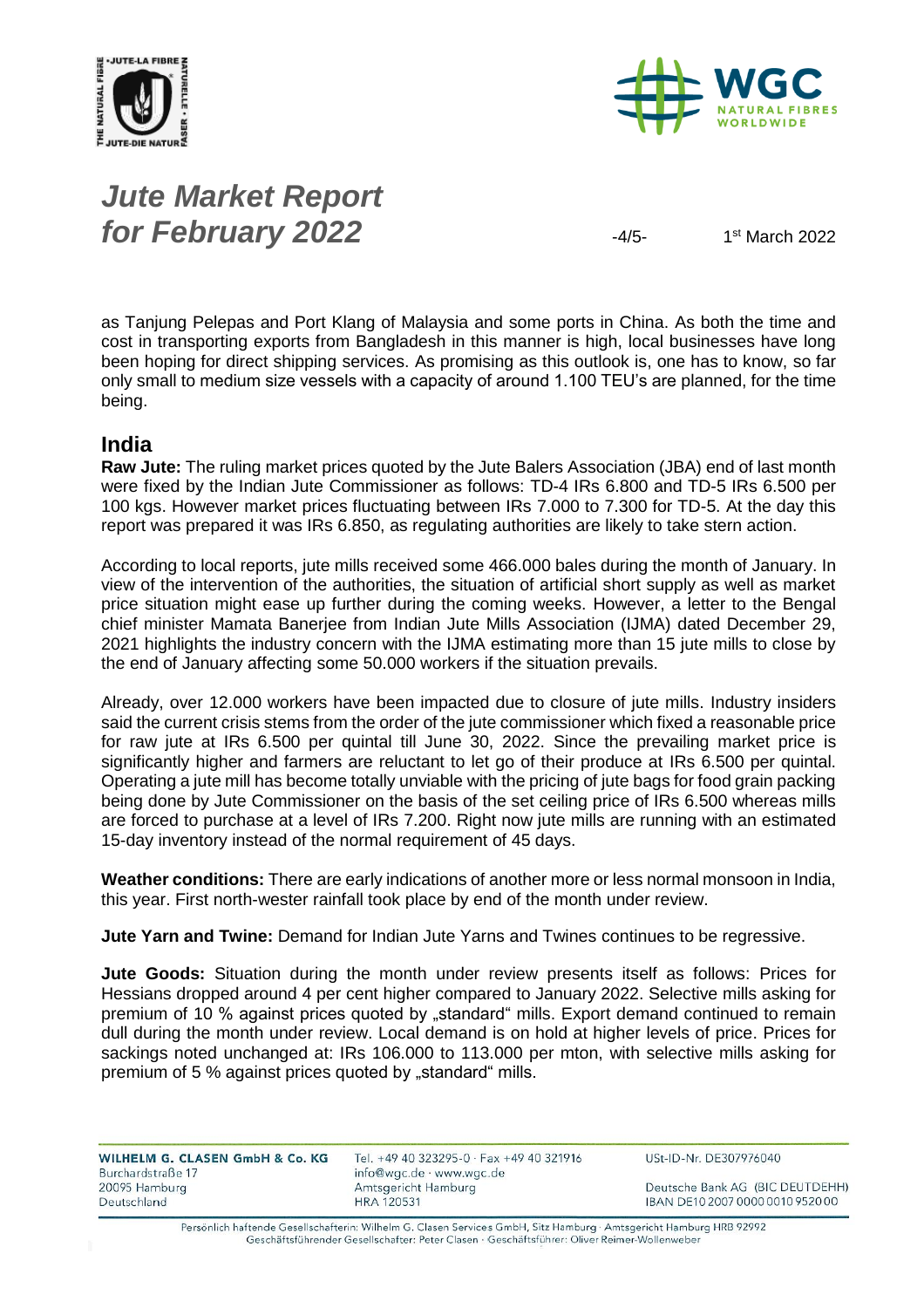as Tanjung Pelepas and Port Klang of Malaysia and some ports in China. As both the time and cost in transporting exports from Bangladesh in this manner is high, local businesses have long been hoping for direct shipping services. As promising as this outlook is, one has to know, so far only small to medium size vessels with a capacity of around 1.100 TEU's are planned, for the time being.

## India

**Raw Jute:** The ruling market prices quoted by the Jute Balers Association (JBA) end of last month were fixed by the Indian Jute Commissioner as follows: TD-4 IRs 6.800 and TD-5 IRs 6.500 per 100 kgs. However market prices fluctuating between IRs 7.000 to 7.300 for TD-5. At the day this report was prepared it was IRs 6.850, as regulating authorities are likely to take stern action.

According to local reports, jute mills received some 466.000 bales during the month of January. In view of the intervention of the authorities, the situation of artificial short supply as well as market price situation might ease up further during the coming weeks. However, a letter to the Bengal chief minister Mamata Banerjee from Indian Jute Mills Association (IJMA) dated December 29, 2021 highlights the industry concern with the IJMA estimating more than 15 jute mills to close by the end of January affecting some 50.000 workers if the situation prevails.

Already, over 12.000 workers have been impacted due to closure of jute mills. Industry insiders said the current crisis stems from the order of the jute commissioner which fixed a reasonable price for raw jute at IRs 6.500 per quintal till June 30, 2022. Since the prevailing market price is significantly higher and farmers are reluctant to let go of their produce at IRs 6.500 per quintal. Operating a jute mill has become totally unviable with the pricing of jute bags for food grain packing being done by Jute Commissioner on the basis of the set ceiling price of IRs 6.500 whereas mills are forced to purchase at a level of IRs 7.200. Right now jute mills are running with an estimated 15-day inventory instead of the normal requirement of 45 days.

**Weather conditions:** There are early indications of another more or less normal monsoon in India, this year. First north-wester rainfall took place by end of the month under review.

**Jute Yarn and Twine:** Demand for Indian Jute Yarns and Twines continues to be regressive.

**Jute Goods:** Situation during the month under review presents itself as follows: Prices for Hessians dropped around 4 per cent higher compared to January 2022. Selective mills asking for premium of 10 % against prices quoted by „standard" mills. Export demand continued to remain dull during the month under review. Local demand is on hold at higher levels of price. Prices for sackings noted unchanged at: IRs 106.000 to 113.000 per mton, with selective mills asking for premium of 5 % against prices quoted by „standard" mills.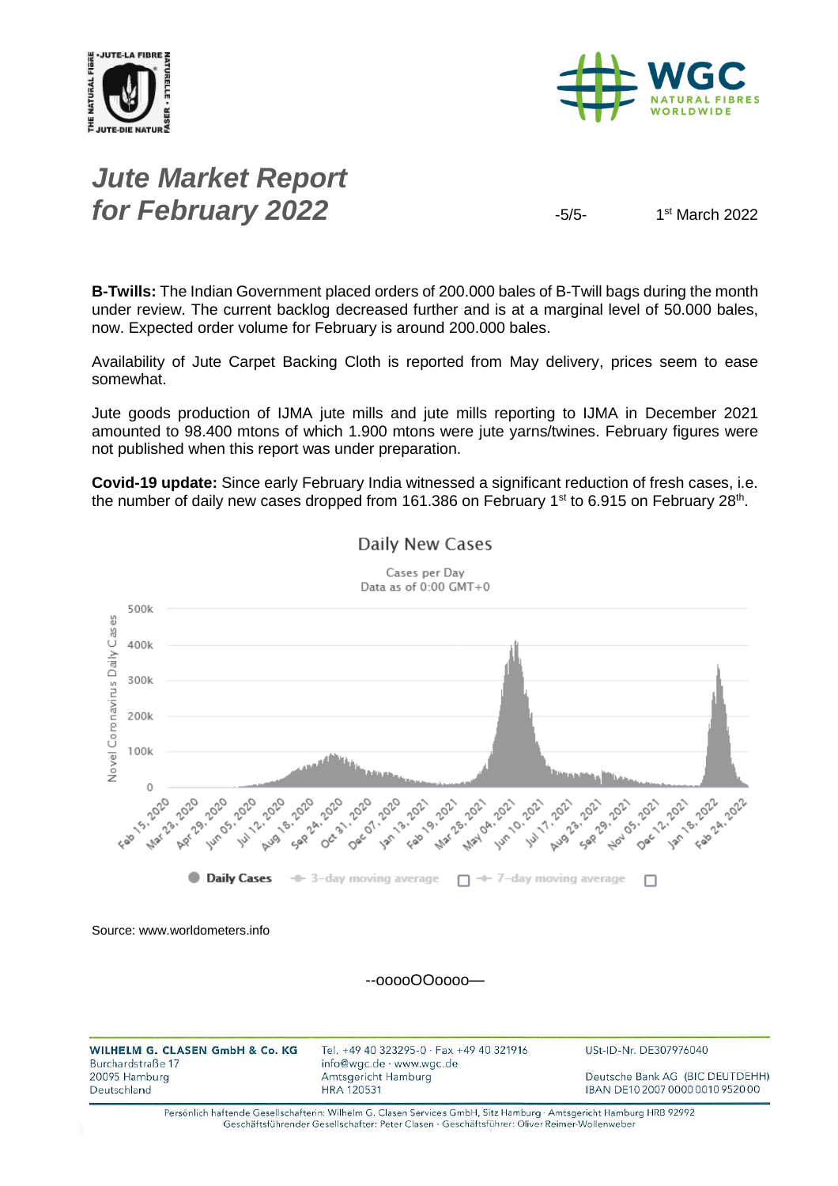# *Jute Market Report for February 2022*

1st March 2022

**B-Twills:** The Indian Government placed orders of 200.000 bales of B-Twill bags during the month under review. The current backlog decreased further and is at a marginal level of 50.000 bales, now. Expected order volume for February is around 200.000 bales.

Availability of Jute Carpet Backing Cloth is reported from May delivery, prices seem to ease somewhat.

Jute goods production of IJMA jute mills and jute mills reporting to IJMA in December 2021 amounted to 98.400 mtons of which 1.900 mtons were jute yarns/twines. February figures were not published when this report was under preparation.

**Covid-19 update:** Since early February India witnessed a significant reduction of fresh cases, i.e. the number of daily new cases dropped from 161.386 on February 1st to 6.915 on February 28th.

Daily New Cases

Cases per Day
Data as of 0:00 GMT+0

Novel Coronavirus Daily Cases

500k
400k
300k
200k
100k
0

Feb 15, 2020
Mar 23, 2020
Apr 29, 2020
Jun 05, 2020
Jul 12, 2020
Aug 18, 2020
Sep 24, 2020
Oct 31, 2020
Dec 07, 2020
Jan 13, 2021
Feb 19, 2021
Mar 28, 2021
May 04, 2021
Jun 10, 2021
Jul 17, 2021
Aug 23, 2021
Sep 29, 2021
Nov 05, 2021
Dec 12, 2021
Jan 18, 2022
Feb 24, 2022

Daily Cases
3-day moving average
7-day moving average

Source: www.worldometers.info

--ooooOOoooo—

**WILHELM G. CLASEN GmbH & Co. KG**
Burchardstraße 17
20095 Hamburg
Deutschland

Tel. +49 40 323295-0 · Fax +49 40 321916
info@wgc.de · www.wgc.de
Amtsgericht Hamburg
HRA 120531

USt-ID-Nr. DE307976040

Deutsche Bank AG (BIC DEUTDEHH)
IBAN DE10 2007 0000 0010 9520 00

Persönlich haftende Gesellschafterin: Wilhelm G. Clasen Services GmbH, Sitz Hamburg · Amtsgericht Hamburg HRB 92992
Geschäftsführender Gesellschafter: Peter Clasen · Geschäftsführer: Oliver Reimer-Wollenweber